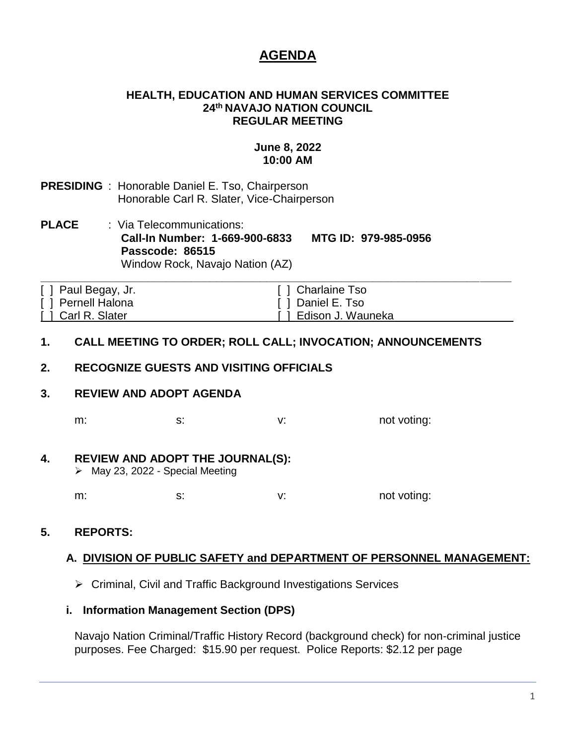# AGENDA

**HEALTH, EDUCATION AND HUMAN SERVICES COMMITTEE**
**24th NAVAJO NATION COUNCIL**
**REGULAR MEETING**

**June 8, 2022**
**10:00 AM**

**PRESIDING** : Honorable Daniel E. Tso, Chairperson
Honorable Carl R. Slater, Vice-Chairperson

**PLACE** : Via Telecommunications:
**Call-In Number: 1-669-900-6833 MTG ID: 979-985-0956**
**Passcode: 86515**
Window Rock, Navajo Nation (AZ)

| | |
|---|---|
| [ ] Paul Begay, Jr. | [ ] Charlaine Tso |
| [ ] Pernell Halona | [ ] Daniel E. Tso |
| [ ] Carl R. Slater | [ ] Edison J. Wauneka |

## 1. CALL MEETING TO ORDER; ROLL CALL; INVOCATION; ANNOUNCEMENTS

## 2. RECOGNIZE GUESTS AND VISITING OFFICIALS

## 3. REVIEW AND ADOPT AGENDA

m: s: v: not voting:

## 4. REVIEW AND ADOPT THE JOURNAL(S):

- May 23, 2022 - Special Meeting

m: s: v: not voting:

## 5. REPORTS:

### A. DIVISION OF PUBLIC SAFETY and DEPARTMENT OF PERSONNEL MANAGEMENT:

- Criminal, Civil and Traffic Background Investigations Services

### i. Information Management Section (DPS)

Navajo Nation Criminal/Traffic History Record (background check) for non-criminal justice purposes. Fee Charged: $15.90 per request. Police Reports: $2.12 per page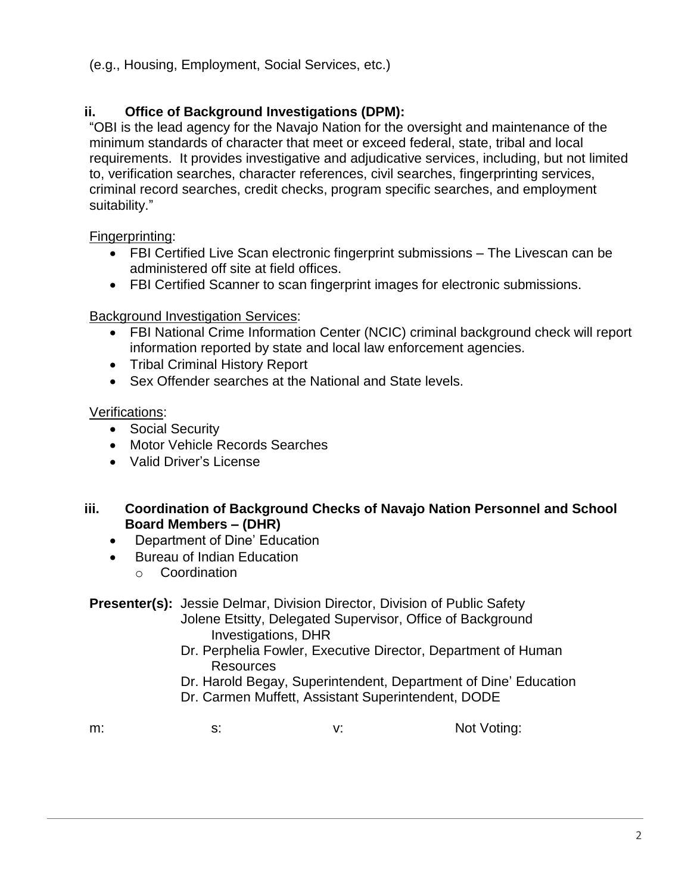(e.g., Housing, Employment, Social Services, etc.)

### ii. Office of Background Investigations (DPM):

"OBI is the lead agency for the Navajo Nation for the oversight and maintenance of the minimum standards of character that meet or exceed federal, state, tribal and local requirements. It provides investigative and adjudicative services, including, but not limited to, verification searches, character references, civil searches, fingerprinting services, criminal record searches, credit checks, program specific searches, and employment suitability."

Fingerprinting:

- FBI Certified Live Scan electronic fingerprint submissions – The Livescan can be administered off site at field offices.
- FBI Certified Scanner to scan fingerprint images for electronic submissions.

Background Investigation Services:

- FBI National Crime Information Center (NCIC) criminal background check will report information reported by state and local law enforcement agencies.
- Tribal Criminal History Report
- Sex Offender searches at the National and State levels.

Verifications:

- Social Security
- Motor Vehicle Records Searches
- Valid Driver's License

### iii. Coordination of Background Checks of Navajo Nation Personnel and School Board Members – (DHR)

- Department of Dine' Education
- Bureau of Indian Education
  - Coordination

**Presenter(s):** Jessie Delmar, Division Director, Division of Public Safety
Jolene Etsitty, Delegated Supervisor, Office of Background Investigations, DHR
Dr. Perphelia Fowler, Executive Director, Department of Human Resources
Dr. Harold Begay, Superintendent, Department of Dine' Education
Dr. Carmen Muffett, Assistant Superintendent, DODE

m: s: v: Not Voting: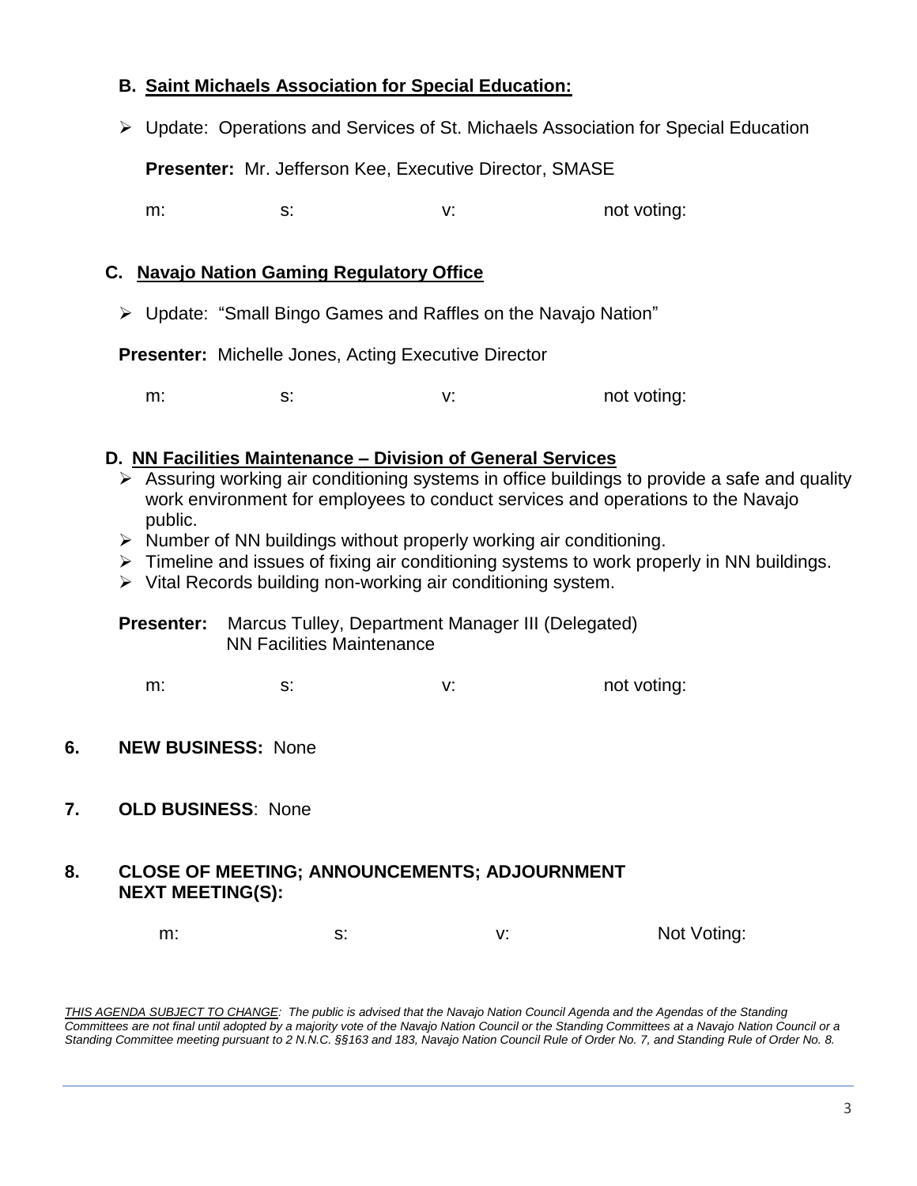**B. Saint Michaels Association for Special Education:**

- Update: Operations and Services of St. Michaels Association for Special Education

  **Presenter:** Mr. Jefferson Kee, Executive Director, SMASE

  m: s: v: not voting:

**C. Navajo Nation Gaming Regulatory Office**

- Update: "Small Bingo Games and Raffles on the Navajo Nation"

**Presenter:** Michelle Jones, Acting Executive Director

m: s: v: not voting:

**D. NN Facilities Maintenance – Division of General Services**

- Assuring working air conditioning systems in office buildings to provide a safe and quality work environment for employees to conduct services and operations to the Navajo public.
- Number of NN buildings without properly working air conditioning.
- Timeline and issues of fixing air conditioning systems to work properly in NN buildings.
- Vital Records building non-working air conditioning system.

**Presenter:** Marcus Tulley, Department Manager III (Delegated)
NN Facilities Maintenance

m: s: v: not voting:

**6. NEW BUSINESS:** None

**7. OLD BUSINESS**: None

**8. CLOSE OF MEETING; ANNOUNCEMENTS; ADJOURNMENT**
**NEXT MEETING(S):**

m: s: v: Not Voting:

*THIS AGENDA SUBJECT TO CHANGE: The public is advised that the Navajo Nation Council Agenda and the Agendas of the Standing Committees are not final until adopted by a majority vote of the Navajo Nation Council or the Standing Committees at a Navajo Nation Council or a Standing Committee meeting pursuant to 2 N.N.C. §§163 and 183, Navajo Nation Council Rule of Order No. 7, and Standing Rule of Order No. 8.*